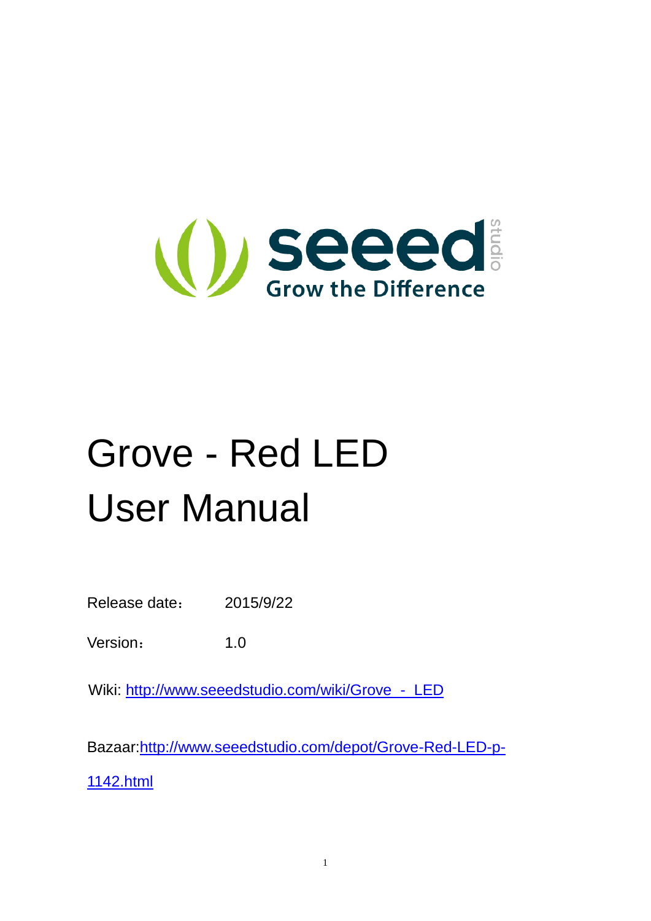# Grove - Red LED User Manual

Release date： 2015/9/22

Version： 1.0

Wiki: http://www.seeedstudio.com/wiki/Grove_-_LED

Bazaar: http://www.seeedstudio.com/depot/Grove-Red-LED-p-1142.html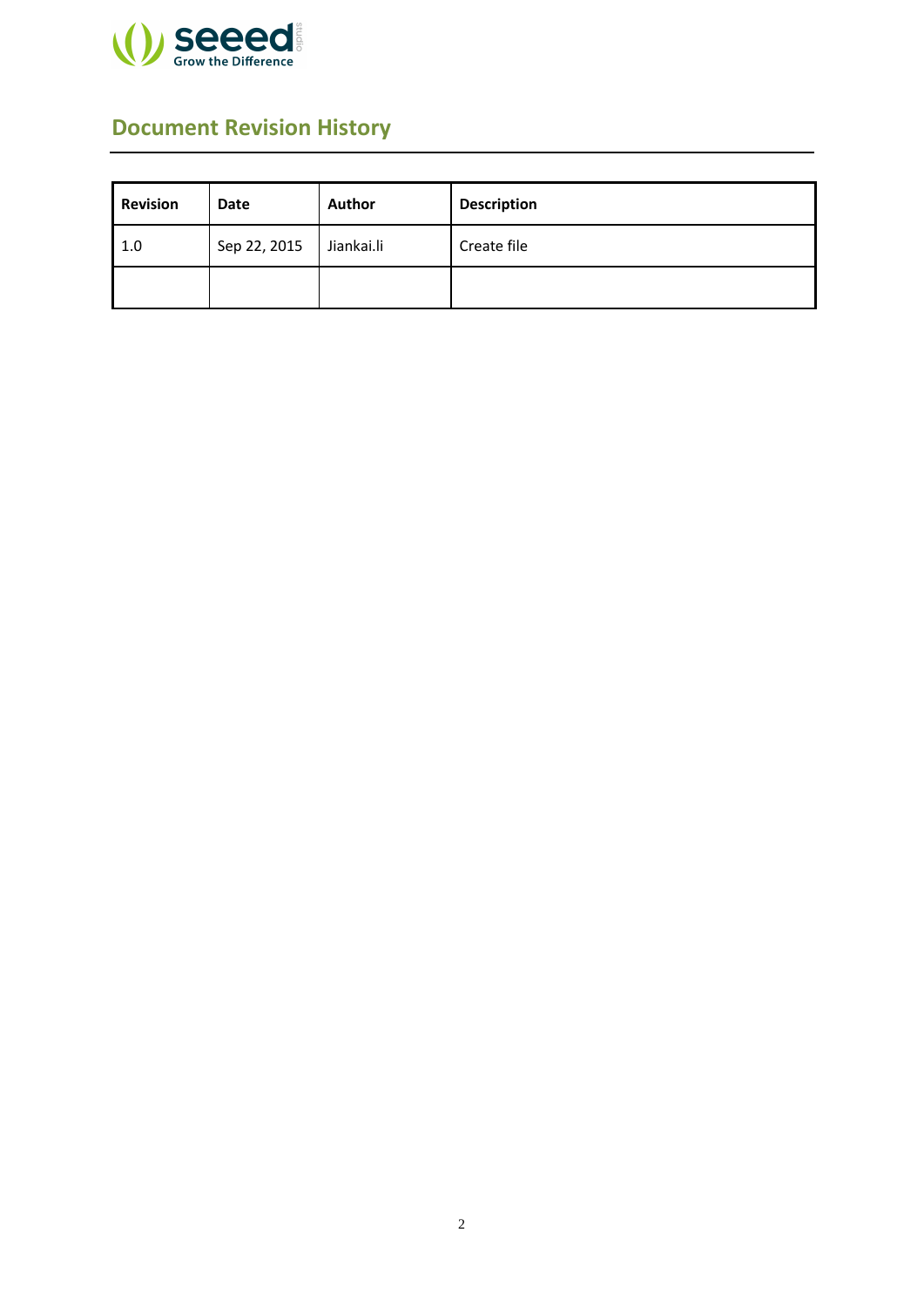# Document Revision History

| Revision | Date | Author | Description |
|---|---|---|---|
| 1.0 | Sep 22, 2015 | Jiankai.li | Create file |
| | | | |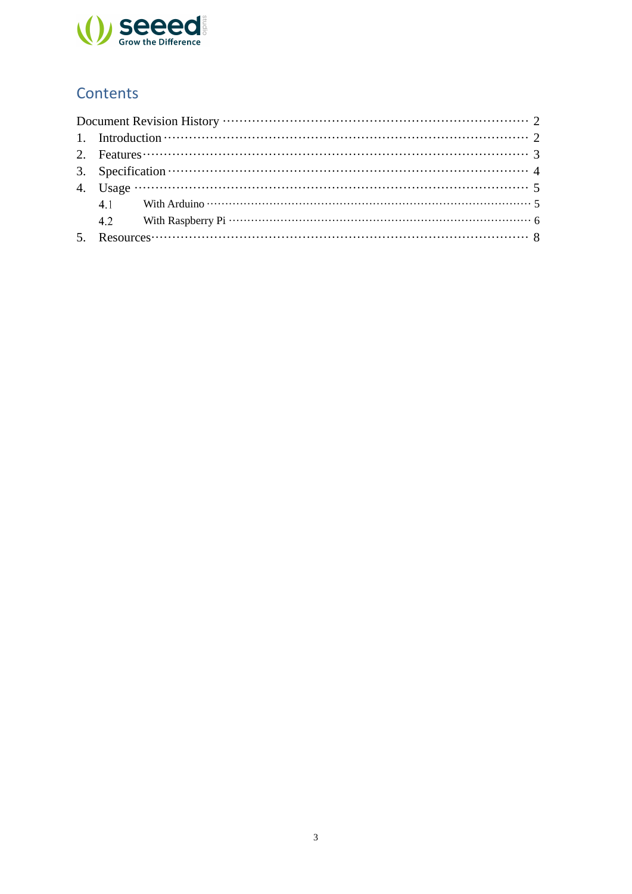## Contents

Document Revision History ········································································· 2

1. Introduction ··············································································· 2
2. Features ··················································································· 3
3. Specification ·············································································· 4
4. Usage ······················································································ 5
    - 4.1 With Arduino ········································································ 5
    - 4.2 With Raspberry Pi ··································································· 6
5. Resources ·················································································· 8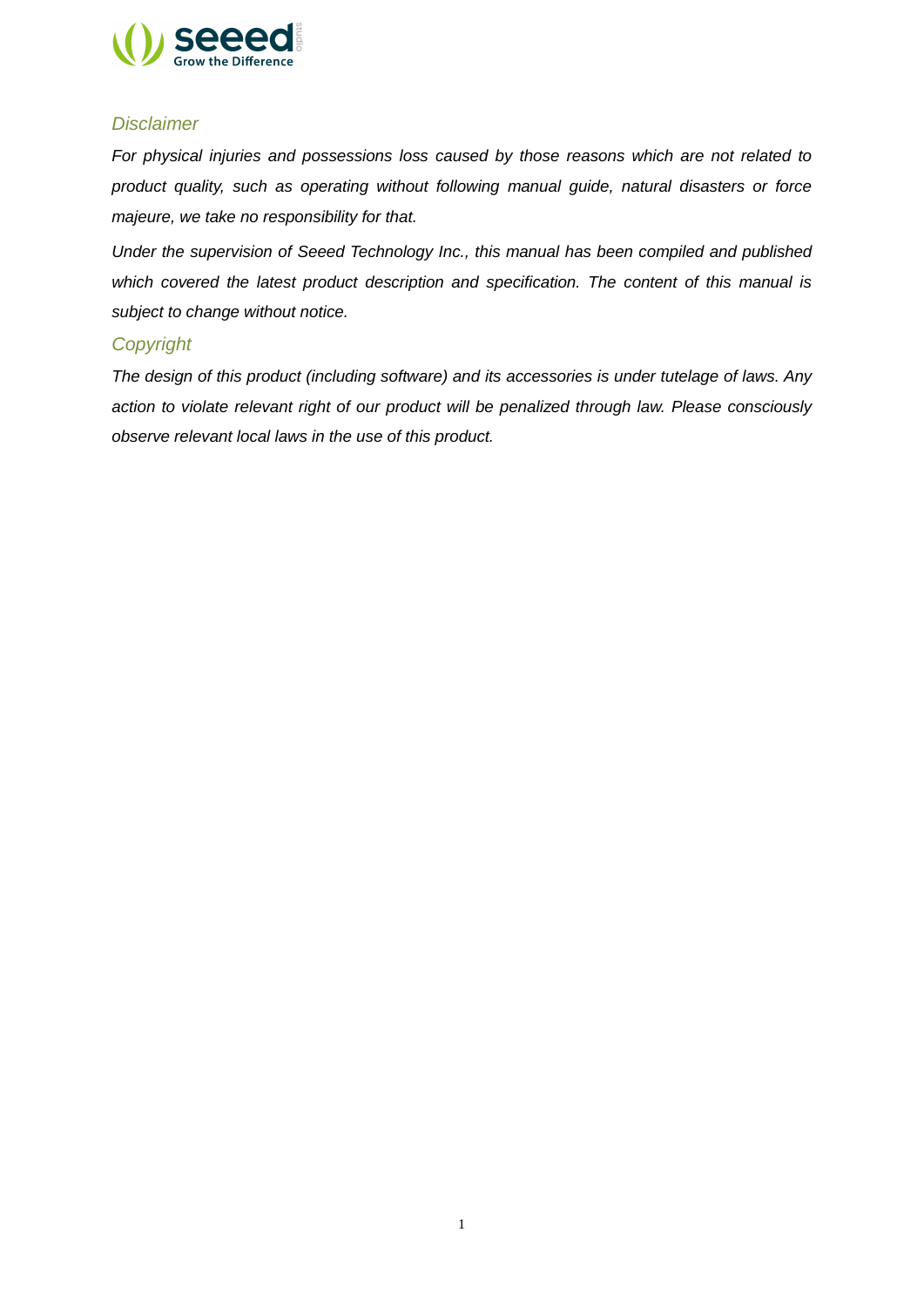## *Disclaimer*

*For physical injuries and possessions loss caused by those reasons which are not related to product quality, such as operating without following manual guide, natural disasters or force majeure, we take no responsibility for that.*

*Under the supervision of Seeed Technology Inc., this manual has been compiled and published which covered the latest product description and specification. The content of this manual is subject to change without notice.*

## *Copyright*

*The design of this product (including software) and its accessories is under tutelage of laws. Any action to violate relevant right of our product will be penalized through law. Please consciously observe relevant local laws in the use of this product.*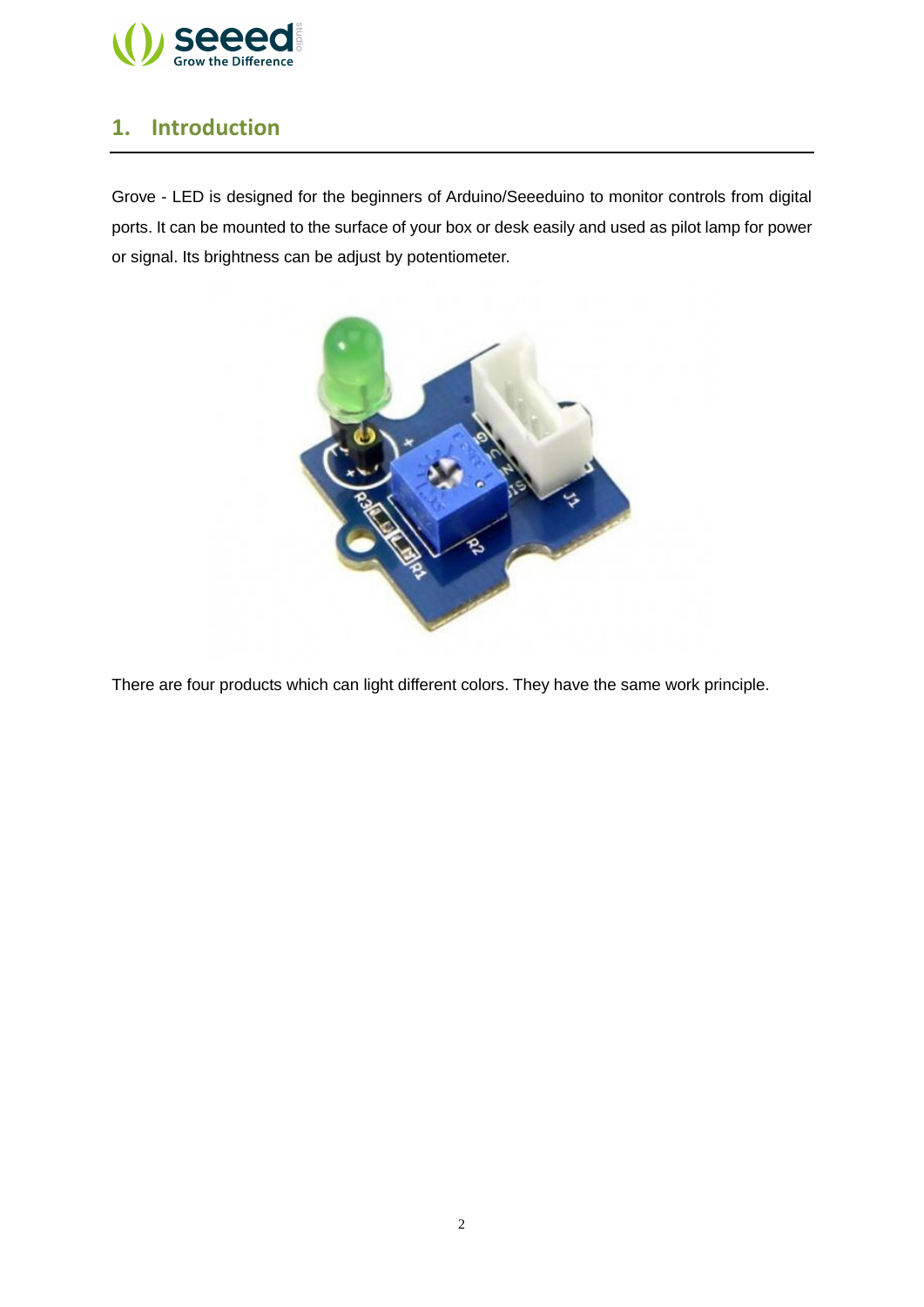## 1. Introduction

Grove - LED is designed for the beginners of Arduino/Seeeduino to monitor controls from digital ports. It can be mounted to the surface of your box or desk easily and used as pilot lamp for power or signal. Its brightness can be adjust by potentiometer.

There are four products which can light different colors. They have the same work principle.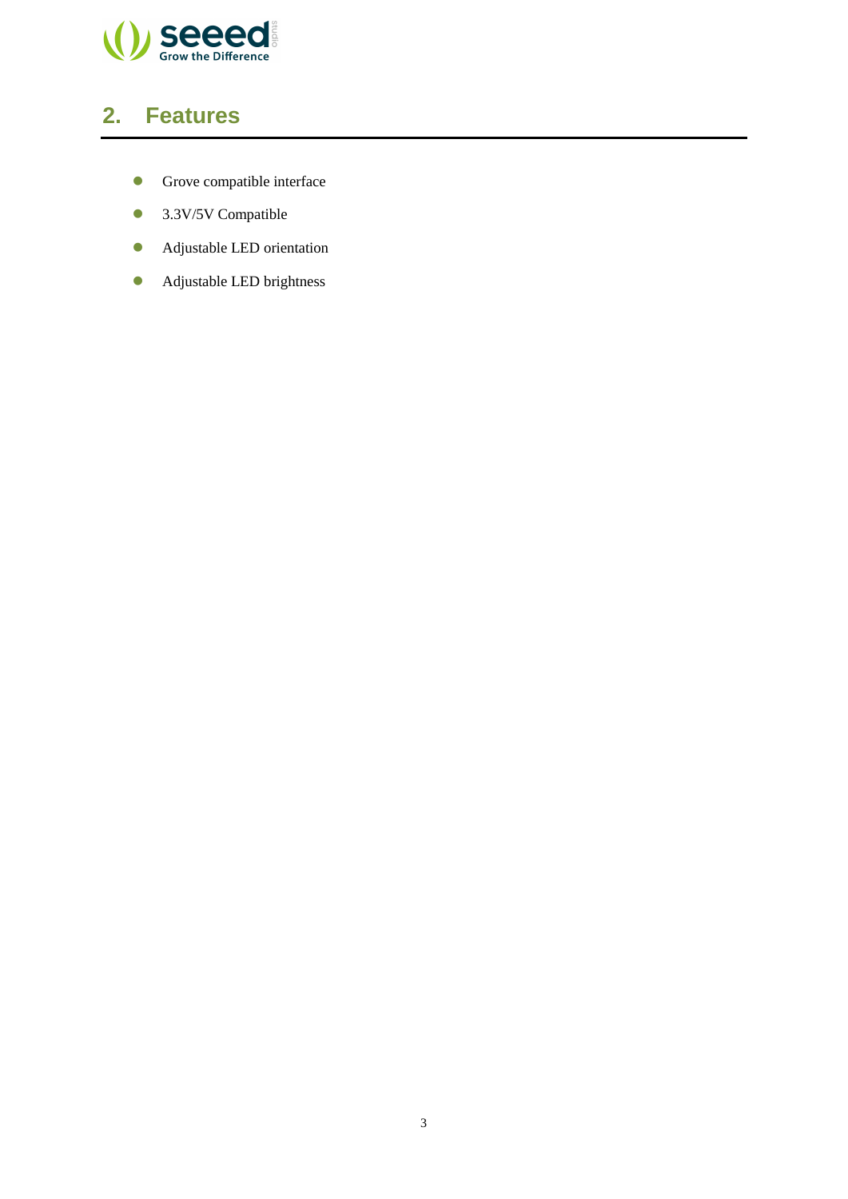## 2. Features

- Grove compatible interface
- 3.3V/5V Compatible
- Adjustable LED orientation
- Adjustable LED brightness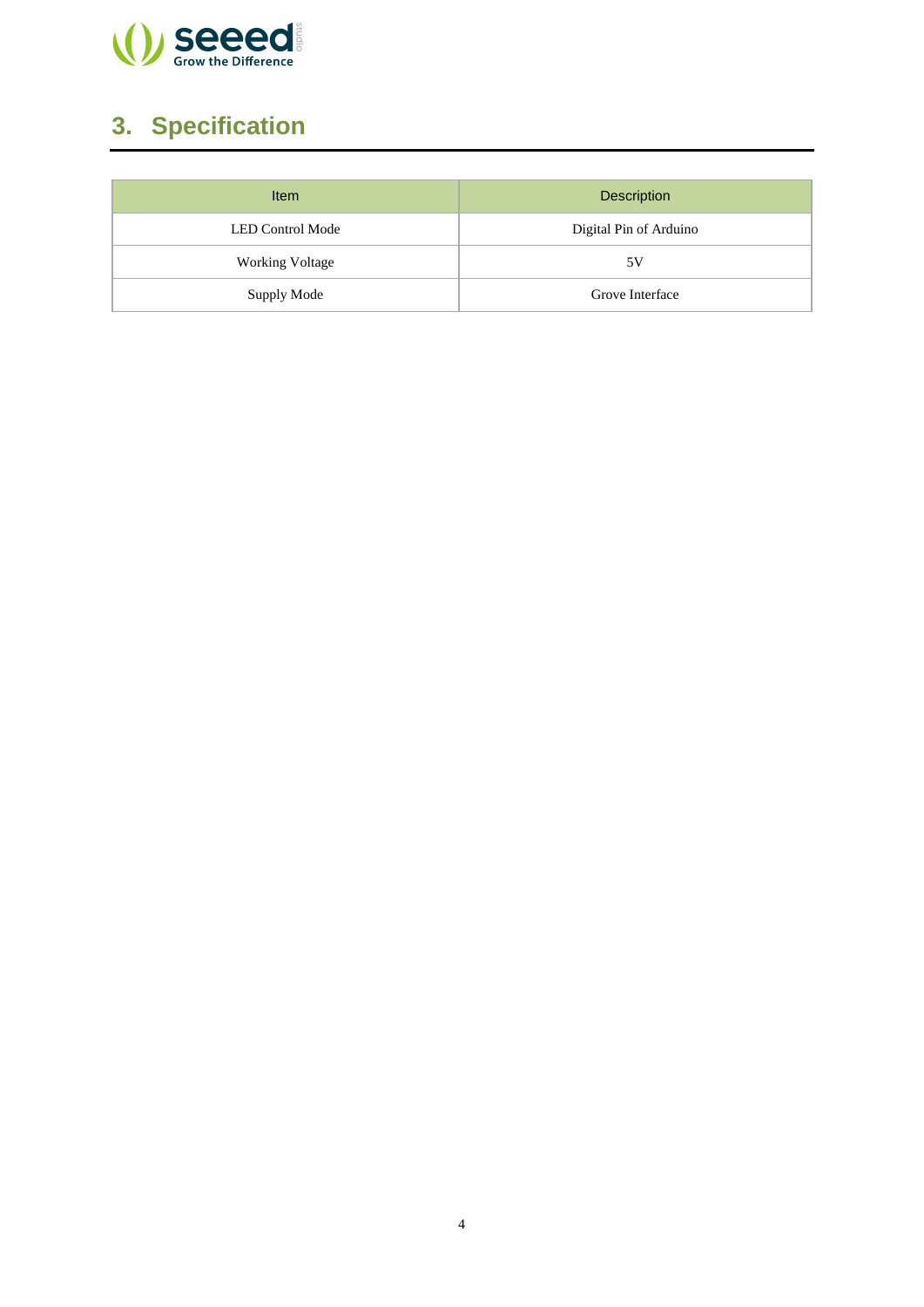# 3. Specification

| Item | Description |
| --- | --- |
| LED Control Mode | Digital Pin of Arduino |
| Working Voltage | 5V |
| Supply Mode | Grove Interface |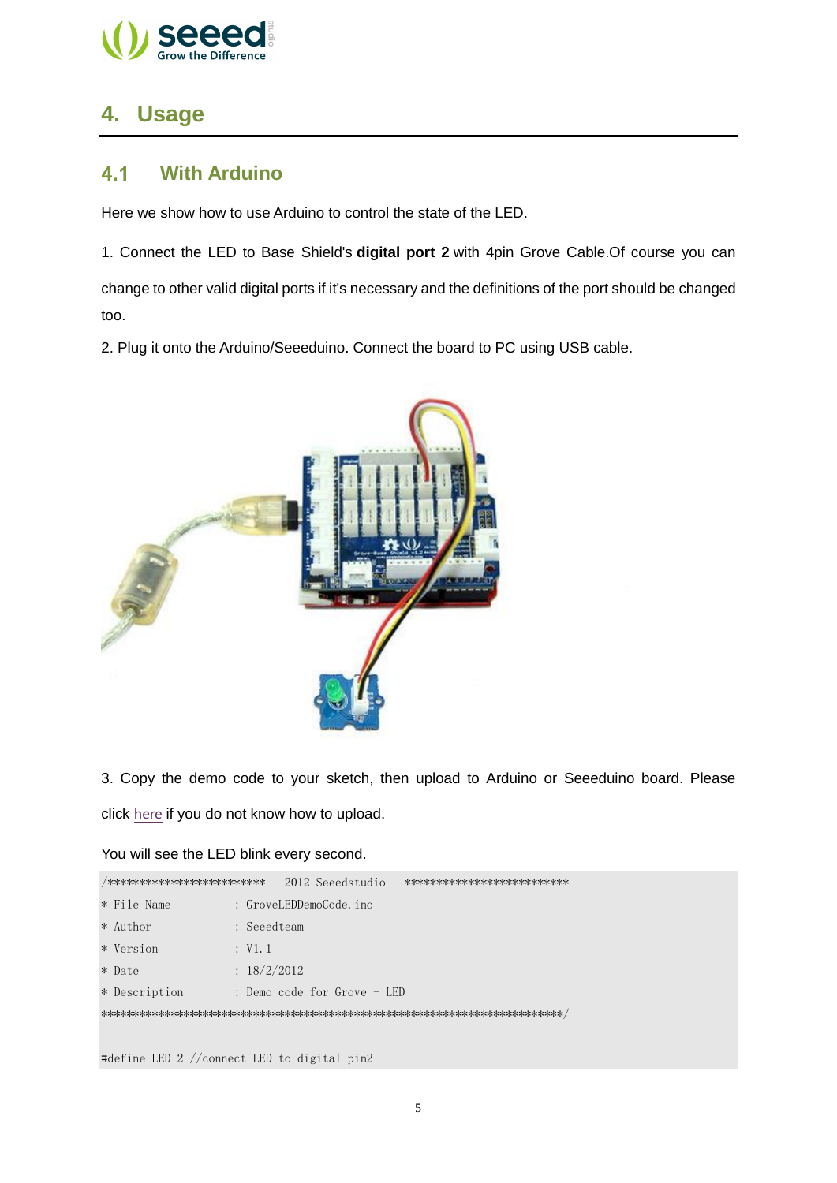# 4. Usage

## 4.1 With Arduino

Here we show how to use Arduino to control the state of the LED.

1. Connect the LED to Base Shield's **digital port 2** with 4pin Grove Cable.Of course you can change to other valid digital ports if it's necessary and the definitions of the port should be changed too.

2. Plug it onto the Arduino/Seeeduino. Connect the board to PC using USB cable.

3. Copy the demo code to your sketch, then upload to Arduino or Seeeduino board. Please click here if you do not know how to upload.

You will see the LED blink every second.

```
/*************************  2012 Seeedstudio  **************************
* File Name          : GroveLEDDemoCode.ino
* Author             : Seeedteam
* Version            : V1.1
* Date               : 18/2/2012
* Description        : Demo code for Grove - LED
*************************************************************************/

#define LED 2 //connect LED to digital pin2
```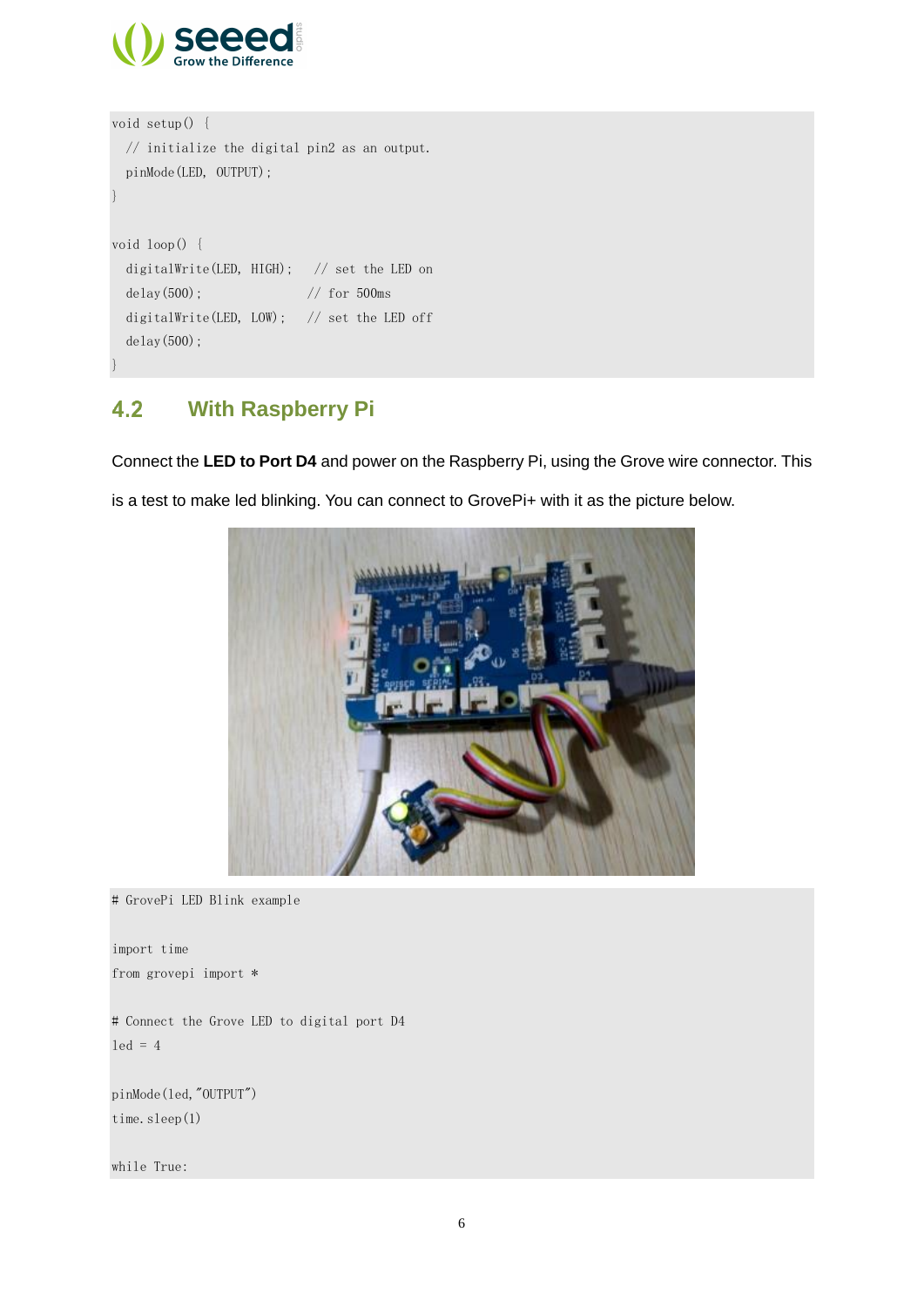```
void setup() {
  // initialize the digital pin2 as an output.
  pinMode(LED, OUTPUT);
}

void loop() {
  digitalWrite(LED, HIGH);   // set the LED on
  delay(500);               // for 500ms
  digitalWrite(LED, LOW);   // set the LED off
  delay(500);
}
```

## 4.2 With Raspberry Pi

Connect the **LED to Port D4** and power on the Raspberry Pi, using the Grove wire connector. This is a test to make led blinking. You can connect to GrovePi+ with it as the picture below.

```
# GrovePi LED Blink example

import time
from grovepi import *

# Connect the Grove LED to digital port D4
led = 4

pinMode(led,"OUTPUT")
time.sleep(1)

while True:
```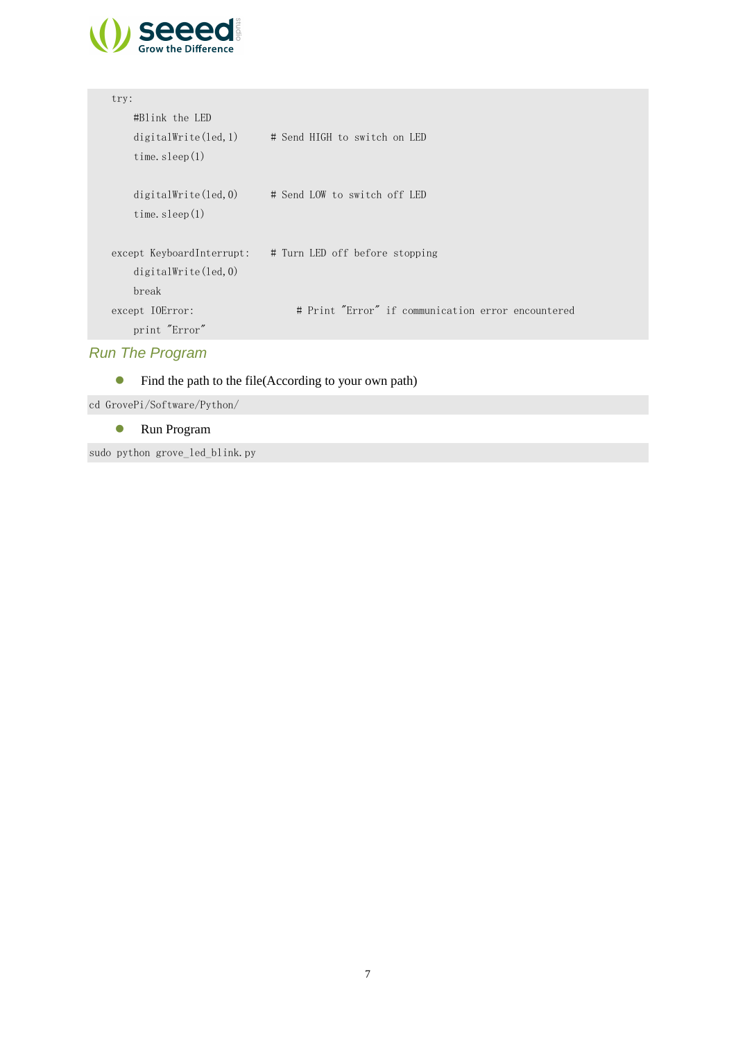```
    try:
        #Blink the LED
        digitalWrite(led,1)      # Send HIGH to switch on LED
        time.sleep(1)

        digitalWrite(led,0)      # Send LOW to switch off LED
        time.sleep(1)

    except KeyboardInterrupt:    # Turn LED off before stopping
        digitalWrite(led,0)
        break
    except IOError:                   # Print "Error" if communication error encountered
        print "Error"
```

### *Run The Program*

- Find the path to the file(According to your own path)

```
cd GrovePi/Software/Python/
```

- Run Program

```
sudo python grove_led_blink.py
```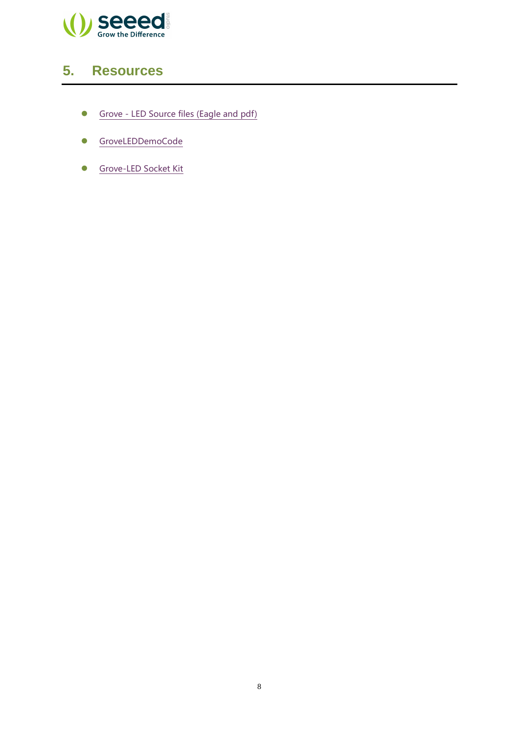# 5. Resources

- Grove - LED Source files (Eagle and pdf)
- GroveLEDDemoCode
- Grove-LED Socket Kit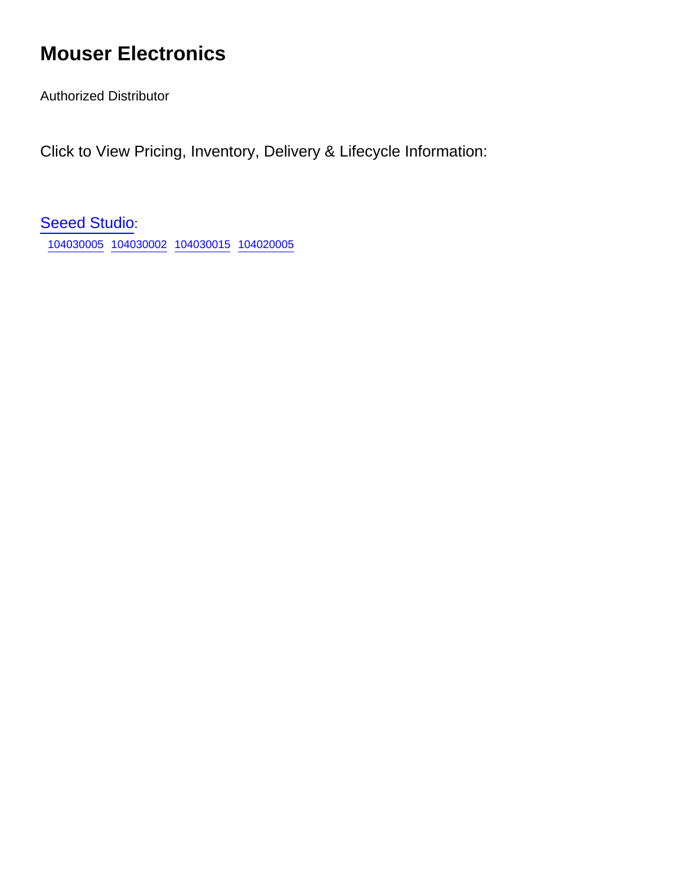# Mouser Electronics

Authorized Distributor

Click to View Pricing, Inventory, Delivery & Lifecycle Information:

Seeed Studio:

104030005 104030002 104030015 104020005